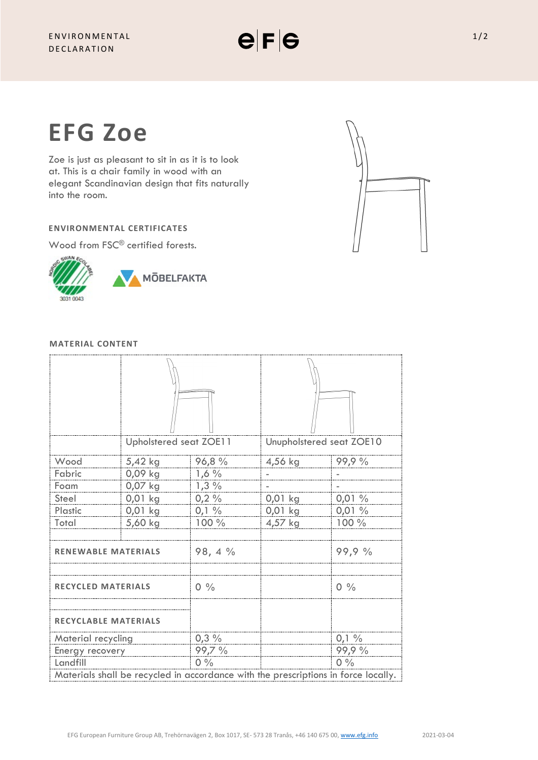ENVIRONMENTAL DECLARATION

# EFG Zoe

Zoe is just as pleasant to sit in as it is to look at. This is a chair family in wood with an elegant Scandinavian design that fits naturally into the room.

### ENVIRONMENTAL CERTIFICATES

Wood from FSC® certified forests.

NORDIC SWAN ECOLABEL 3031 0043

MÖBELFAKTA

### MATERIAL CONTENT

| | Upholstered seat ZOE11 | | Unupholstered seat ZOE10 | |
|---|---|---|---|---|
| Wood | 5,42 kg | 96,8 % | 4,56 kg | 99,9 % |
| Fabric | 0,09 kg | 1,6 % | - | - |
| Foam | 0,07 kg | 1,3 % | - | - |
| Steel | 0,01 kg | 0,2 % | 0,01 kg | 0,01 % |
| Plastic | 0,01 kg | 0,1 % | 0,01 kg | 0,01 % |
| Total | 5,60 kg | 100 % | 4,57 kg | 100 % |
| **RENEWABLE MATERIALS** | | 98, 4 % | | 99,9 % |
| **RECYCLED MATERIALS** | | 0 % | | 0 % |
| **RECYCLABLE MATERIALS** | | | | |
| Material recycling | | 0,3 % | | 0,1 % |
| Energy recovery | | 99,7 % | | 99,9 % |
| Landfill | | 0 % | | 0 % |

Materials shall be recycled in accordance with the prescriptions in force locally.

EFG European Furniture Group AB, Trehörnavägen 2, Box 1017, SE- 573 28 Tranås, +46 140 675 00, www.efg.info 2021-03-04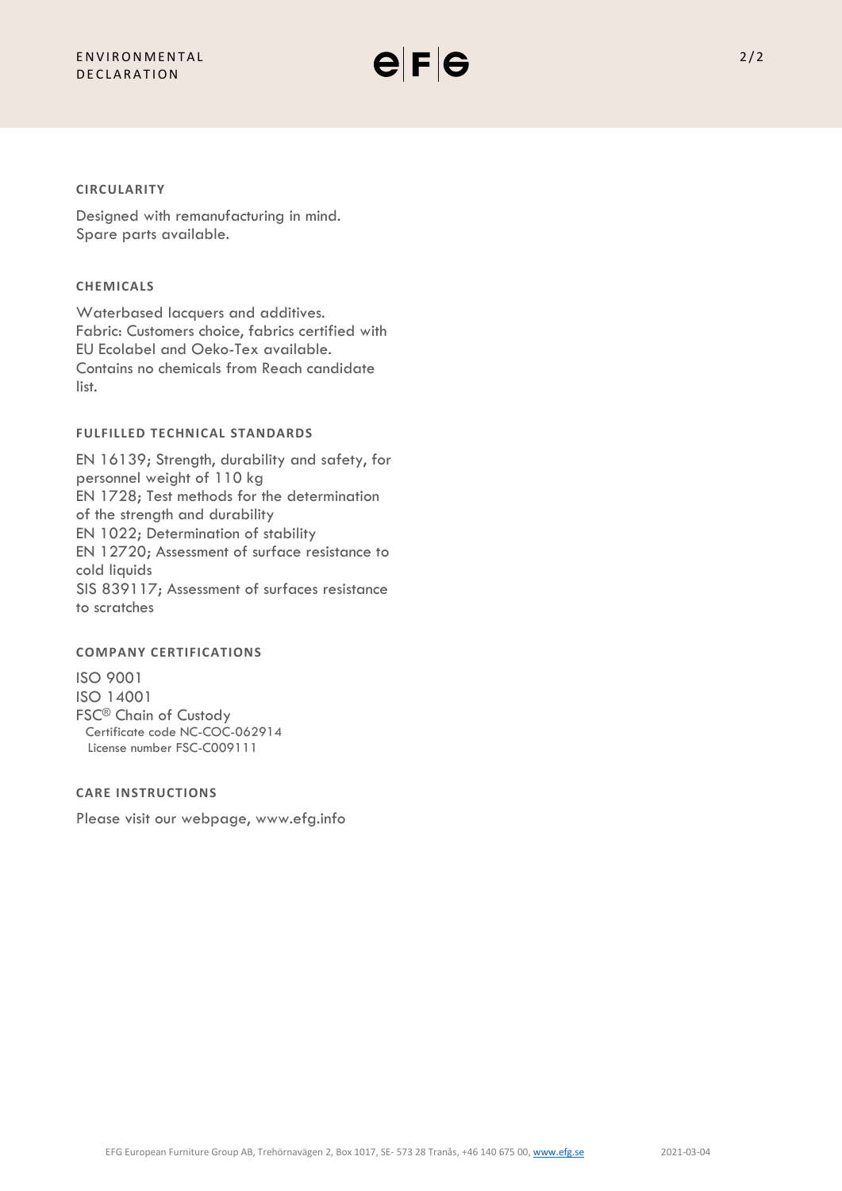### CIRCULARITY

Designed with remanufacturing in mind.
Spare parts available.

### CHEMICALS

Waterbased lacquers and additives.
Fabric: Customers choice, fabrics certified with EU Ecolabel and Oeko-Tex available.
Contains no chemicals from Reach candidate list.

### FULFILLED TECHNICAL STANDARDS

EN 16139; Strength, durability and safety, for personnel weight of 110 kg
EN 1728; Test methods for the determination of the strength and durability
EN 1022; Determination of stability
EN 12720; Assessment of surface resistance to cold liquids
SIS 839117; Assessment of surfaces resistance to scratches

### COMPANY CERTIFICATIONS

ISO 9001
ISO 14001
FSC® Chain of Custody
Certificate code NC-COC-062914
License number FSC-C009111

### CARE INSTRUCTIONS

Please visit our webpage, www.efg.info

EFG European Furniture Group AB, Trehörnavägen 2, Box 1017, SE- 573 28 Tranås, +46 140 675 00, www.efg.se 2021-03-04